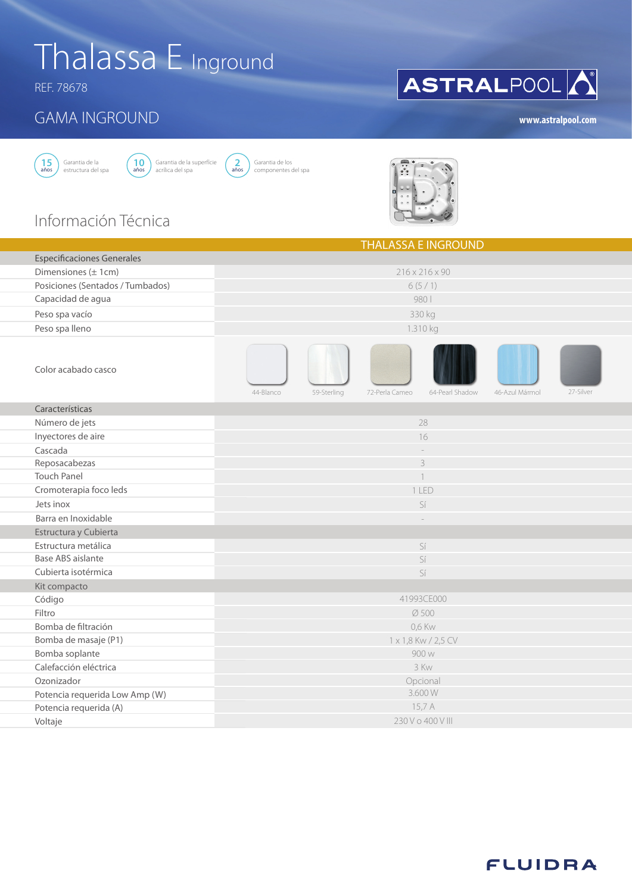# Thalassa E Inground

REF. 78678

## GAMA INGROUND

ASTRALPOOL

www.astralpool.com

15 años — Garantía de la estructura del spa

10 años — Garantía de la superficie acrílica del spa

2 años — Garantía de los componentes del spa

## Información Técnica

| | THALASSA E INGROUND |
|---|---|
| **Especificaciones Generales** | |
| Dimensiones (± 1cm) | 216 x 216 x 90 |
| Posiciones (Sentados / Tumbados) | 6 (5 / 1) |
| Capacidad de agua | 980 l |
| Peso spa vacío | 330 kg |
| Peso spa lleno | 1.310 kg |
| Color acabado casco | 44-Blanco, 59-Sterling, 72-Perla Cameo, 64-Pearl Shadow, 46-Azul Mármol, 27-Silver |
| **Características** | |
| Número de jets | 28 |
| Inyectores de aire | 16 |
| Cascada | - |
| Reposacabezas | 3 |
| Touch Panel | 1 |
| Cromoterapia foco leds | 1 LED |
| Jets inox | Sí |
| Barra en Inoxidable | - |
| **Estructura y Cubierta** | |
| Estructura metálica | Sí |
| Base ABS aislante | Sí |
| Cubierta isotérmica | Sí |
| **Kit compacto** | |
| Código | 41993CE000 |
| Filtro | Ø 500 |
| Bomba de filtración | 0,6 Kw |
| Bomba de masaje (P1) | 1 x 1,8 Kw / 2,5 CV |
| Bomba soplante | 900 w |
| Calefacción eléctrica | 3 Kw |
| Ozonizador | Opcional |
| Potencia requerida Low Amp (W) | 3.600 W |
| Potencia requerida (A) | 15,7 A |
| Voltaje | 230 V o 400 V III |

FLUIDRA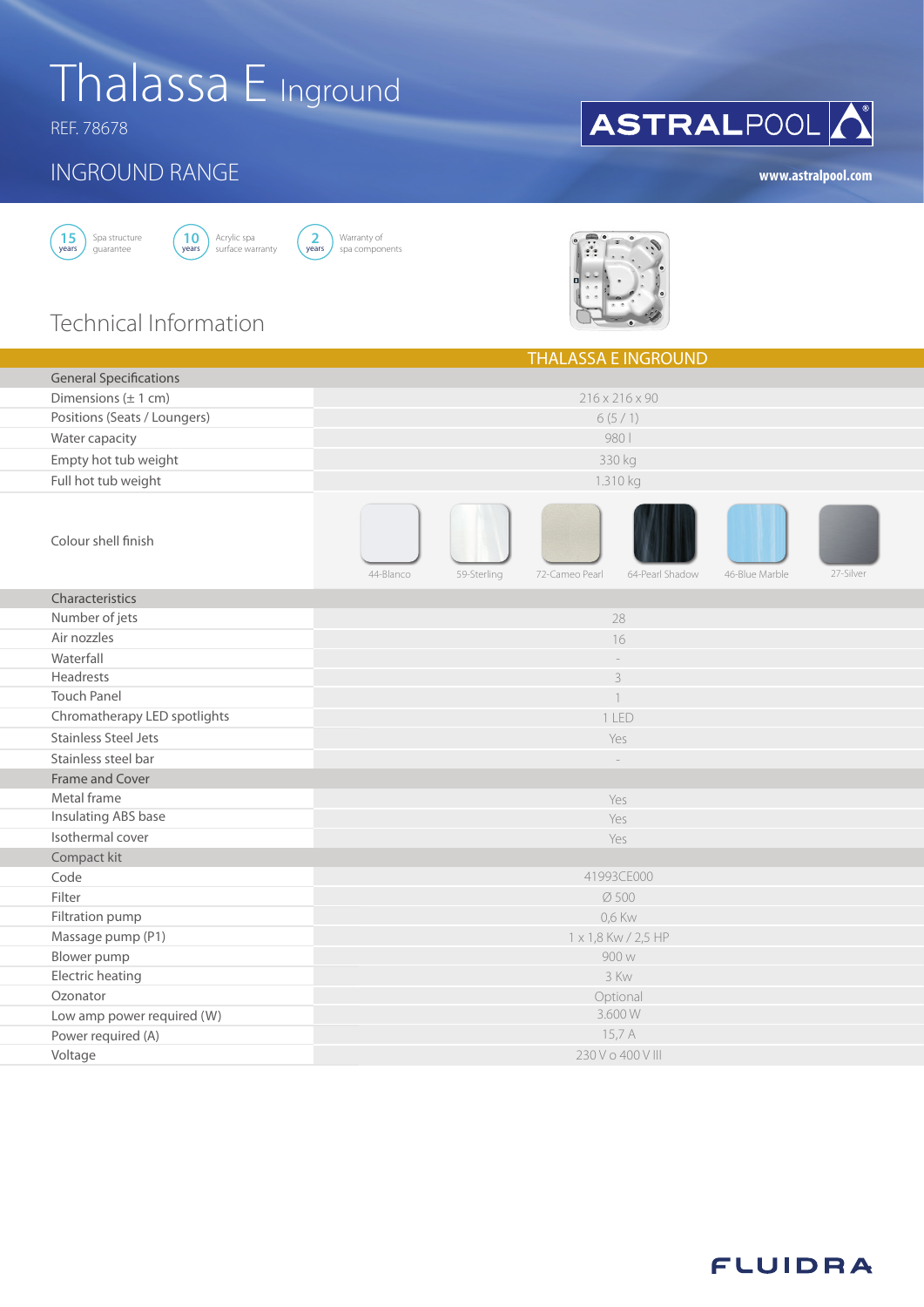# Thalassa E Inground

REF. 78678

## INGROUND RANGE

www.astralpool.com

15 years — Spa structure guarantee

10 years — Acrylic spa surface warranty

2 years — Warranty of spa components

## Technical Information

| | THALASSA E INGROUND |
|---|---|
| **General Specifications** | |
| Dimensions (± 1 cm) | 216 x 216 x 90 |
| Positions (Seats / Loungers) | 6 (5 / 1) |
| Water capacity | 980 l |
| Empty hot tub weight | 330 kg |
| Full hot tub weight | 1.310 kg |
| Colour shell finish | 44-Blanco, 59-Sterling, 72-Cameo Pearl, 64-Pearl Shadow, 46-Blue Marble, 27-Silver |
| **Characteristics** | |
| Number of jets | 28 |
| Air nozzles | 16 |
| Waterfall | - |
| Headrests | 3 |
| Touch Panel | 1 |
| Chromatherapy LED spotlights | 1 LED |
| Stainless Steel Jets | Yes |
| Stainless steel bar | - |
| **Frame and Cover** | |
| Metal frame | Yes |
| Insulating ABS base | Yes |
| Isothermal cover | Yes |
| **Compact kit** | |
| Code | 41993CE000 |
| Filter | Ø 500 |
| Filtration pump | 0,6 Kw |
| Massage pump (P1) | 1 x 1,8 Kw / 2,5 HP |
| Blower pump | 900 w |
| Electric heating | 3 Kw |
| Ozonator | Optional |
| Low amp power required (W) | 3.600 W |
| Power required (A) | 15,7 A |
| Voltage | 230 V o 400 V III |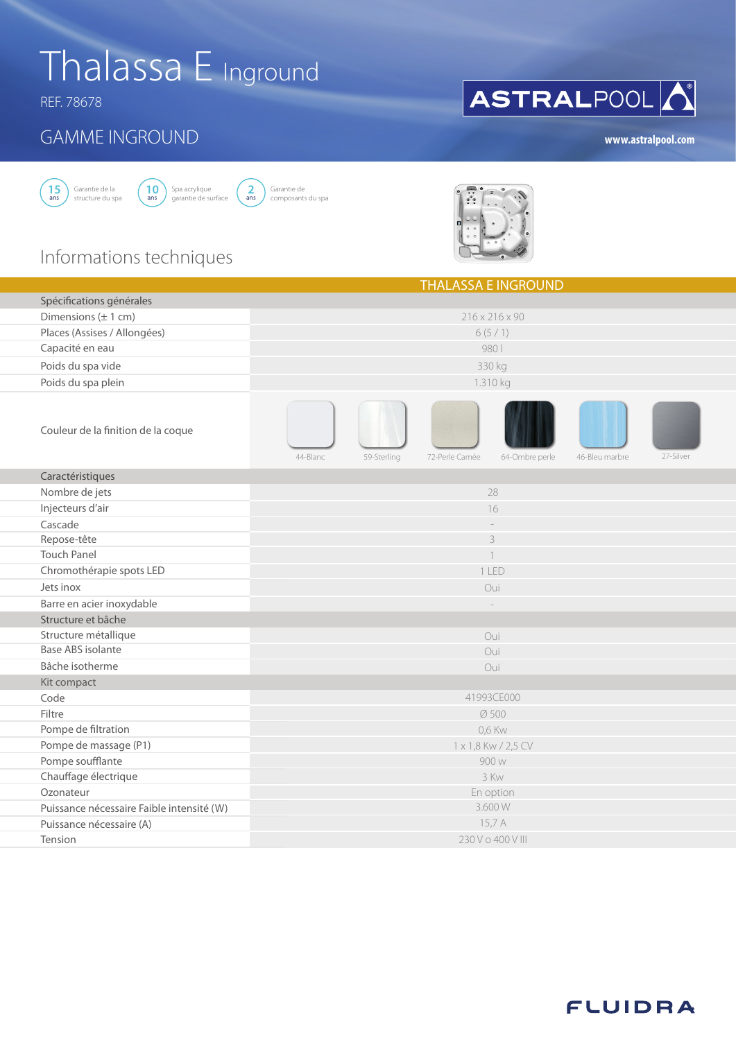# Thalassa E Inground

REF. 78678

## GAMME INGROUND

ASTRALPOOL

www.astralpool.com

15 ans — Garantie de la structure du spa

10 ans — Spa acrylique garantie de surface

2 ans — Garantie de composants du spa

## Informations techniques

| | THALASSA E INGROUND |
|---|---|
| **Spécifications générales** | |
| Dimensions (± 1 cm) | 216 x 216 x 90 |
| Places (Assises / Allongées) | 6 (5 / 1) |
| Capacité en eau | 980 l |
| Poids du spa vide | 330 kg |
| Poids du spa plein | 1.310 kg |
| Couleur de la finition de la coque | 44-Blanc, 59-Sterling, 72-Perle Camée, 64-Ombre perle, 46-Bleu marbre, 27-Silver |
| **Caractéristiques** | |
| Nombre de jets | 28 |
| Injecteurs d'air | 16 |
| Cascade | - |
| Repose-tête | 3 |
| Touch Panel | 1 |
| Chromothérapie spots LED | 1 LED |
| Jets inox | Oui |
| Barre en acier inoxydable | - |
| **Structure et bâche** | |
| Structure métallique | Oui |
| Base ABS isolante | Oui |
| Bâche isotherme | Oui |
| **Kit compact** | |
| Code | 41993CE000 |
| Filtre | Ø 500 |
| Pompe de filtration | 0,6 Kw |
| Pompe de massage (P1) | 1 x 1,8 Kw / 2,5 CV |
| Pompe soufflante | 900 w |
| Chauffage électrique | 3 Kw |
| Ozonateur | En option |
| Puissance nécessaire Faible intensité (W) | 3.600 W |
| Puissance nécessaire (A) | 15,7 A |
| Tension | 230 V o 400 V III |

FLUIDRA